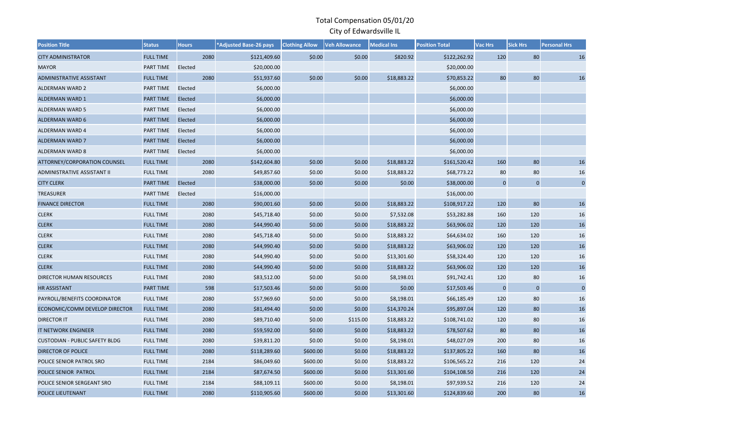# Total Compensation 05/01/20

## City of Edwardsville IL

| Position Title | Status | Hours | *Adjusted Base-26 pays | Clothing Allow | Veh Allowance | Medical Ins | Position Total | Vac Hrs | Sick Hrs | Personal Hrs |
|---|---|---|---|---|---|---|---|---|---|---|
| CITY ADMINISTRATOR | FULL TIME | 2080 | $121,409.60 | $0.00 | $0.00 | $820.92 | $122,262.92 | 120 | 80 | 16 |
| MAYOR | PART TIME | Elected | $20,000.00 | | | | $20,000.00 | | | |
| ADMINISTRATIVE ASSISTANT | FULL TIME | 2080 | $51,937.60 | $0.00 | $0.00 | $18,883.22 | $70,853.22 | 80 | 80 | 16 |
| ALDERMAN WARD 2 | PART TIME | Elected | $6,000.00 | | | | $6,000.00 | | | |
| ALDERMAN WARD 1 | PART TIME | Elected | $6,000.00 | | | | $6,000.00 | | | |
| ALDERMAN WARD 5 | PART TIME | Elected | $6,000.00 | | | | $6,000.00 | | | |
| ALDERMAN WARD 6 | PART TIME | Elected | $6,000.00 | | | | $6,000.00 | | | |
| ALDERMAN WARD 4 | PART TIME | Elected | $6,000.00 | | | | $6,000.00 | | | |
| ALDERMAN WARD 7 | PART TIME | Elected | $6,000.00 | | | | $6,000.00 | | | |
| ALDERMAN WARD 8 | PART TIME | Elected | $6,000.00 | | | | $6,000.00 | | | |
| ATTORNEY/CORPORATION COUNSEL | FULL TIME | 2080 | $142,604.80 | $0.00 | $0.00 | $18,883.22 | $161,520.42 | 160 | 80 | 16 |
| ADMINISTRATIVE ASSISTANT II | FULL TIME | 2080 | $49,857.60 | $0.00 | $0.00 | $18,883.22 | $68,773.22 | 80 | 80 | 16 |
| CITY CLERK | PART TIME | Elected | $38,000.00 | $0.00 | $0.00 | $0.00 | $38,000.00 | 0 | 0 | 0 |
| TREASURER | PART TIME | Elected | $16,000.00 | | | | $16,000.00 | | | |
| FINANCE DIRECTOR | FULL TIME | 2080 | $90,001.60 | $0.00 | $0.00 | $18,883.22 | $108,917.22 | 120 | 80 | 16 |
| CLERK | FULL TIME | 2080 | $45,718.40 | $0.00 | $0.00 | $7,532.08 | $53,282.88 | 160 | 120 | 16 |
| CLERK | FULL TIME | 2080 | $44,990.40 | $0.00 | $0.00 | $18,883.22 | $63,906.02 | 120 | 120 | 16 |
| CLERK | FULL TIME | 2080 | $45,718.40 | $0.00 | $0.00 | $18,883.22 | $64,634.02 | 160 | 120 | 16 |
| CLERK | FULL TIME | 2080 | $44,990.40 | $0.00 | $0.00 | $18,883.22 | $63,906.02 | 120 | 120 | 16 |
| CLERK | FULL TIME | 2080 | $44,990.40 | $0.00 | $0.00 | $13,301.60 | $58,324.40 | 120 | 120 | 16 |
| CLERK | FULL TIME | 2080 | $44,990.40 | $0.00 | $0.00 | $18,883.22 | $63,906.02 | 120 | 120 | 16 |
| DIRECTOR HUMAN RESOURCES | FULL TIME | 2080 | $83,512.00 | $0.00 | $0.00 | $8,198.01 | $91,742.41 | 120 | 80 | 16 |
| HR ASSISTANT | PART TIME | 598 | $17,503.46 | $0.00 | $0.00 | $0.00 | $17,503.46 | 0 | 0 | 0 |
| PAYROLL/BENEFITS COORDINATOR | FULL TIME | 2080 | $57,969.60 | $0.00 | $0.00 | $8,198.01 | $66,185.49 | 120 | 80 | 16 |
| ECONOMIC/COMM DEVELOP DIRECTOR | FULL TIME | 2080 | $81,494.40 | $0.00 | $0.00 | $14,370.24 | $95,897.04 | 120 | 80 | 16 |
| DIRECTOR IT | FULL TIME | 2080 | $89,710.40 | $0.00 | $115.00 | $18,883.22 | $108,741.02 | 120 | 80 | 16 |
| IT NETWORK ENGINEER | FULL TIME | 2080 | $59,592.00 | $0.00 | $0.00 | $18,883.22 | $78,507.62 | 80 | 80 | 16 |
| CUSTODIAN - PUBLIC SAFETY BLDG | FULL TIME | 2080 | $39,811.20 | $0.00 | $0.00 | $8,198.01 | $48,027.09 | 200 | 80 | 16 |
| DIRECTOR OF POLICE | FULL TIME | 2080 | $118,289.60 | $600.00 | $0.00 | $18,883.22 | $137,805.22 | 160 | 80 | 16 |
| POLICE SENIOR PATROL SRO | FULL TIME | 2184 | $86,049.60 | $600.00 | $0.00 | $18,883.22 | $106,565.22 | 216 | 120 | 24 |
| POLICE SENIOR PATROL | FULL TIME | 2184 | $87,674.50 | $600.00 | $0.00 | $13,301.60 | $104,108.50 | 216 | 120 | 24 |
| POLICE SENIOR SERGEANT SRO | FULL TIME | 2184 | $88,109.11 | $600.00 | $0.00 | $8,198.01 | $97,939.52 | 216 | 120 | 24 |
| POLICE LIEUTENANT | FULL TIME | 2080 | $110,905.60 | $600.00 | $0.00 | $13,301.60 | $124,839.60 | 200 | 80 | 16 |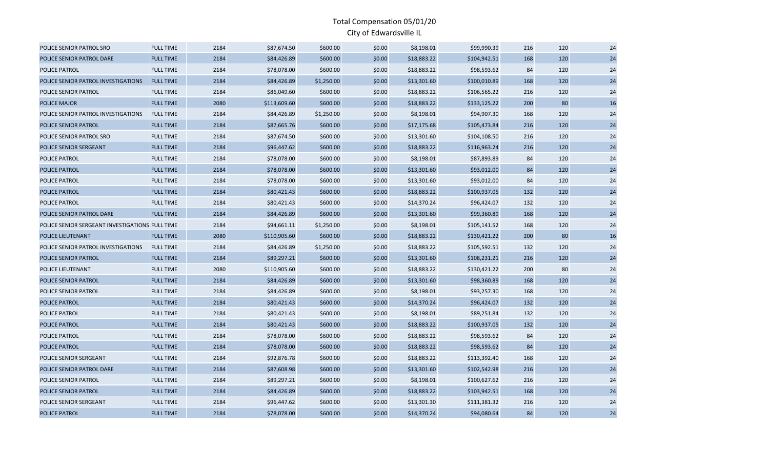# Total Compensation 05/01/20
## City of Edwardsville IL

| | | | | | | | | | | |
|---|---|---|---|---|---|---|---|---|---|---|
| POLICE SENIOR PATROL SRO | FULL TIME | 2184 | $87,674.50 | $600.00 | $0.00 | $8,198.01 | $99,990.39 | 216 | 120 | 24 |
| POLICE SENIOR PATROL DARE | FULL TIME | 2184 | $84,426.89 | $600.00 | $0.00 | $18,883.22 | $104,942.51 | 168 | 120 | 24 |
| POLICE PATROL | FULL TIME | 2184 | $78,078.00 | $600.00 | $0.00 | $18,883.22 | $98,593.62 | 84 | 120 | 24 |
| POLICE SENIOR PATROL INVESTIGATIONS | FULL TIME | 2184 | $84,426.89 | $1,250.00 | $0.00 | $13,301.60 | $100,010.89 | 168 | 120 | 24 |
| POLICE SENIOR PATROL | FULL TIME | 2184 | $86,049.60 | $600.00 | $0.00 | $18,883.22 | $106,565.22 | 216 | 120 | 24 |
| POLICE MAJOR | FULL TIME | 2080 | $113,609.60 | $600.00 | $0.00 | $18,883.22 | $133,125.22 | 200 | 80 | 16 |
| POLICE SENIOR PATROL INVESTIGATIONS | FULL TIME | 2184 | $84,426.89 | $1,250.00 | $0.00 | $8,198.01 | $94,907.30 | 168 | 120 | 24 |
| POLICE SENIOR PATROL | FULL TIME | 2184 | $87,665.76 | $600.00 | $0.00 | $17,175.68 | $105,473.84 | 216 | 120 | 24 |
| POLICE SENIOR PATROL SRO | FULL TIME | 2184 | $87,674.50 | $600.00 | $0.00 | $13,301.60 | $104,108.50 | 216 | 120 | 24 |
| POLICE SENIOR SERGEANT | FULL TIME | 2184 | $96,447.62 | $600.00 | $0.00 | $18,883.22 | $116,963.24 | 216 | 120 | 24 |
| POLICE PATROL | FULL TIME | 2184 | $78,078.00 | $600.00 | $0.00 | $8,198.01 | $87,893.89 | 84 | 120 | 24 |
| POLICE PATROL | FULL TIME | 2184 | $78,078.00 | $600.00 | $0.00 | $13,301.60 | $93,012.00 | 84 | 120 | 24 |
| POLICE PATROL | FULL TIME | 2184 | $78,078.00 | $600.00 | $0.00 | $13,301.60 | $93,012.00 | 84 | 120 | 24 |
| POLICE PATROL | FULL TIME | 2184 | $80,421.43 | $600.00 | $0.00 | $18,883.22 | $100,937.05 | 132 | 120 | 24 |
| POLICE PATROL | FULL TIME | 2184 | $80,421.43 | $600.00 | $0.00 | $14,370.24 | $96,424.07 | 132 | 120 | 24 |
| POLICE SENIOR PATROL DARE | FULL TIME | 2184 | $84,426.89 | $600.00 | $0.00 | $13,301.60 | $99,360.89 | 168 | 120 | 24 |
| POLICE SENIOR SERGEANT INVESTIGATIONS | FULL TIME | 2184 | $94,661.11 | $1,250.00 | $0.00 | $8,198.01 | $105,141.52 | 168 | 120 | 24 |
| POLICE LIEUTENANT | FULL TIME | 2080 | $110,905.60 | $600.00 | $0.00 | $18,883.22 | $130,421.22 | 200 | 80 | 16 |
| POLICE SENIOR PATROL INVESTIGATIONS | FULL TIME | 2184 | $84,426.89 | $1,250.00 | $0.00 | $18,883.22 | $105,592.51 | 132 | 120 | 24 |
| POLICE SENIOR PATROL | FULL TIME | 2184 | $89,297.21 | $600.00 | $0.00 | $13,301.60 | $108,231.21 | 216 | 120 | 24 |
| POLICE LIEUTENANT | FULL TIME | 2080 | $110,905.60 | $600.00 | $0.00 | $18,883.22 | $130,421.22 | 200 | 80 | 24 |
| POLICE SENIOR PATROL | FULL TIME | 2184 | $84,426.89 | $600.00 | $0.00 | $13,301.60 | $98,360.89 | 168 | 120 | 24 |
| POLICE SENIOR PATROL | FULL TIME | 2184 | $84,426.89 | $600.00 | $0.00 | $8,198.01 | $93,257.30 | 168 | 120 | 24 |
| POLICE PATROL | FULL TIME | 2184 | $80,421.43 | $600.00 | $0.00 | $14,370.24 | $96,424.07 | 132 | 120 | 24 |
| POLICE PATROL | FULL TIME | 2184 | $80,421.43 | $600.00 | $0.00 | $8,198.01 | $89,251.84 | 132 | 120 | 24 |
| POLICE PATROL | FULL TIME | 2184 | $80,421.43 | $600.00 | $0.00 | $18,883.22 | $100,937.05 | 132 | 120 | 24 |
| POLICE PATROL | FULL TIME | 2184 | $78,078.00 | $600.00 | $0.00 | $18,883.22 | $98,593.62 | 84 | 120 | 24 |
| POLICE PATROL | FULL TIME | 2184 | $78,078.00 | $600.00 | $0.00 | $18,883.22 | $98,593.62 | 84 | 120 | 24 |
| POLICE SENIOR SERGEANT | FULL TIME | 2184 | $92,876.78 | $600.00 | $0.00 | $18,883.22 | $113,392.40 | 168 | 120 | 24 |
| POLICE SENIOR PATROL DARE | FULL TIME | 2184 | $87,608.98 | $600.00 | $0.00 | $13,301.60 | $102,542.98 | 216 | 120 | 24 |
| POLICE SENIOR PATROL | FULL TIME | 2184 | $89,297.21 | $600.00 | $0.00 | $8,198.01 | $100,627.62 | 216 | 120 | 24 |
| POLICE SENIOR PATROL | FULL TIME | 2184 | $84,426.89 | $600.00 | $0.00 | $18,883.22 | $103,942.51 | 168 | 120 | 24 |
| POLICE SENIOR SERGEANT | FULL TIME | 2184 | $96,447.62 | $600.00 | $0.00 | $13,301.30 | $111,381.32 | 216 | 120 | 24 |
| POLICE PATROL | FULL TIME | 2184 | $78,078.00 | $600.00 | $0.00 | $14,370.24 | $94,080.64 | 84 | 120 | 24 |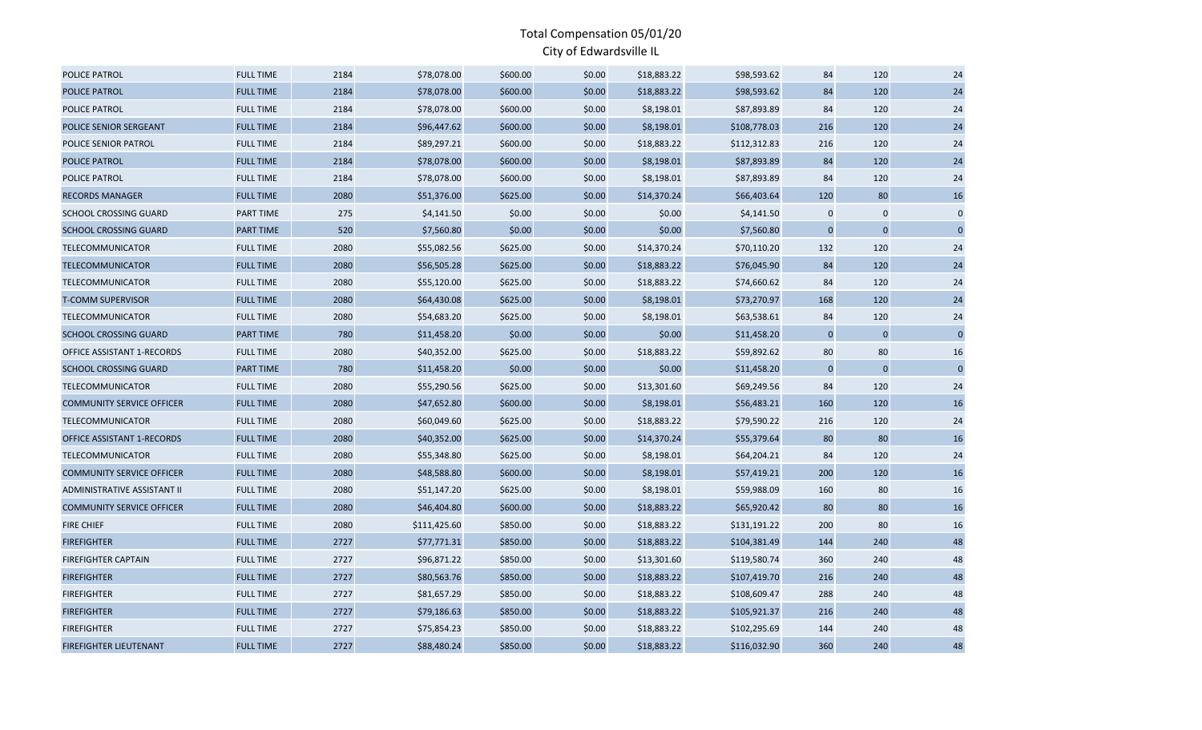# Total Compensation 05/01/20

## City of Edwardsville IL

| | | | | | | | | | | |
|---|---|---|---|---|---|---|---|---|---|---|
| POLICE PATROL | FULL TIME | 2184 | $78,078.00 | $600.00 | $0.00 | $18,883.22 | $98,593.62 | 84 | 120 | 24 |
| POLICE PATROL | FULL TIME | 2184 | $78,078.00 | $600.00 | $0.00 | $18,883.22 | $98,593.62 | 84 | 120 | 24 |
| POLICE PATROL | FULL TIME | 2184 | $78,078.00 | $600.00 | $0.00 | $8,198.01 | $87,893.89 | 84 | 120 | 24 |
| POLICE SENIOR SERGEANT | FULL TIME | 2184 | $96,447.62 | $600.00 | $0.00 | $8,198.01 | $108,778.03 | 216 | 120 | 24 |
| POLICE SENIOR PATROL | FULL TIME | 2184 | $89,297.21 | $600.00 | $0.00 | $18,883.22 | $112,312.83 | 216 | 120 | 24 |
| POLICE PATROL | FULL TIME | 2184 | $78,078.00 | $600.00 | $0.00 | $8,198.01 | $87,893.89 | 84 | 120 | 24 |
| POLICE PATROL | FULL TIME | 2184 | $78,078.00 | $600.00 | $0.00 | $8,198.01 | $87,893.89 | 84 | 120 | 24 |
| RECORDS MANAGER | FULL TIME | 2080 | $51,376.00 | $625.00 | $0.00 | $14,370.24 | $66,403.64 | 120 | 80 | 16 |
| SCHOOL CROSSING GUARD | PART TIME | 275 | $4,141.50 | $0.00 | $0.00 | $0.00 | $4,141.50 | 0 | 0 | 0 |
| SCHOOL CROSSING GUARD | PART TIME | 520 | $7,560.80 | $0.00 | $0.00 | $0.00 | $7,560.80 | 0 | 0 | 0 |
| TELECOMMUNICATOR | FULL TIME | 2080 | $55,082.56 | $625.00 | $0.00 | $14,370.24 | $70,110.20 | 132 | 120 | 24 |
| TELECOMMUNICATOR | FULL TIME | 2080 | $56,505.28 | $625.00 | $0.00 | $18,883.22 | $76,045.90 | 84 | 120 | 24 |
| TELECOMMUNICATOR | FULL TIME | 2080 | $55,120.00 | $625.00 | $0.00 | $18,883.22 | $74,660.62 | 84 | 120 | 24 |
| T-COMM SUPERVISOR | FULL TIME | 2080 | $64,430.08 | $625.00 | $0.00 | $8,198.01 | $73,270.97 | 168 | 120 | 24 |
| TELECOMMUNICATOR | FULL TIME | 2080 | $54,683.20 | $625.00 | $0.00 | $8,198.01 | $63,538.61 | 84 | 120 | 24 |
| SCHOOL CROSSING GUARD | PART TIME | 780 | $11,458.20 | $0.00 | $0.00 | $0.00 | $11,458.20 | 0 | 0 | 0 |
| OFFICE ASSISTANT 1-RECORDS | FULL TIME | 2080 | $40,352.00 | $625.00 | $0.00 | $18,883.22 | $59,892.62 | 80 | 80 | 16 |
| SCHOOL CROSSING GUARD | PART TIME | 780 | $11,458.20 | $0.00 | $0.00 | $0.00 | $11,458.20 | 0 | 0 | 0 |
| TELECOMMUNICATOR | FULL TIME | 2080 | $55,290.56 | $625.00 | $0.00 | $13,301.60 | $69,249.56 | 84 | 120 | 24 |
| COMMUNITY SERVICE OFFICER | FULL TIME | 2080 | $47,652.80 | $600.00 | $0.00 | $8,198.01 | $56,483.21 | 160 | 120 | 16 |
| TELECOMMUNICATOR | FULL TIME | 2080 | $60,049.60 | $625.00 | $0.00 | $18,883.22 | $79,590.22 | 216 | 120 | 24 |
| OFFICE ASSISTANT 1-RECORDS | FULL TIME | 2080 | $40,352.00 | $625.00 | $0.00 | $14,370.24 | $55,379.64 | 80 | 80 | 16 |
| TELECOMMUNICATOR | FULL TIME | 2080 | $55,348.80 | $625.00 | $0.00 | $8,198.01 | $64,204.21 | 84 | 120 | 24 |
| COMMUNITY SERVICE OFFICER | FULL TIME | 2080 | $48,588.80 | $600.00 | $0.00 | $8,198.01 | $57,419.21 | 200 | 120 | 16 |
| ADMINISTRATIVE ASSISTANT II | FULL TIME | 2080 | $51,147.20 | $625.00 | $0.00 | $8,198.01 | $59,988.09 | 160 | 80 | 16 |
| COMMUNITY SERVICE OFFICER | FULL TIME | 2080 | $46,404.80 | $600.00 | $0.00 | $18,883.22 | $65,920.42 | 80 | 80 | 16 |
| FIRE CHIEF | FULL TIME | 2080 | $111,425.60 | $850.00 | $0.00 | $18,883.22 | $131,191.22 | 200 | 80 | 16 |
| FIREFIGHTER | FULL TIME | 2727 | $77,771.31 | $850.00 | $0.00 | $18,883.22 | $104,381.49 | 144 | 240 | 48 |
| FIREFIGHTER CAPTAIN | FULL TIME | 2727 | $96,871.22 | $850.00 | $0.00 | $13,301.60 | $119,580.74 | 360 | 240 | 48 |
| FIREFIGHTER | FULL TIME | 2727 | $80,563.76 | $850.00 | $0.00 | $18,883.22 | $107,419.70 | 216 | 240 | 48 |
| FIREFIGHTER | FULL TIME | 2727 | $81,657.29 | $850.00 | $0.00 | $18,883.22 | $108,609.47 | 288 | 240 | 48 |
| FIREFIGHTER | FULL TIME | 2727 | $79,186.63 | $850.00 | $0.00 | $18,883.22 | $105,921.37 | 216 | 240 | 48 |
| FIREFIGHTER | FULL TIME | 2727 | $75,854.23 | $850.00 | $0.00 | $18,883.22 | $102,295.69 | 144 | 240 | 48 |
| FIREFIGHTER LIEUTENANT | FULL TIME | 2727 | $88,480.24 | $850.00 | $0.00 | $18,883.22 | $116,032.90 | 360 | 240 | 48 |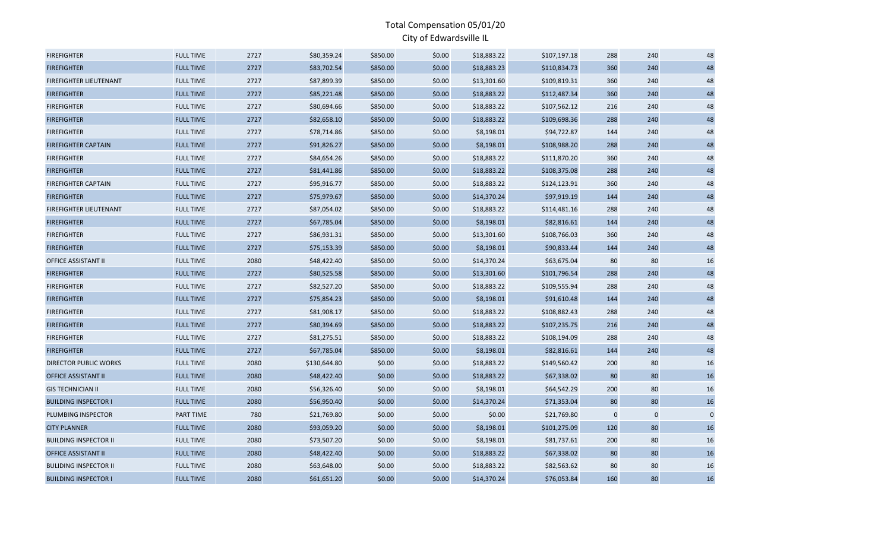# Total Compensation 05/01/20

## City of Edwardsville IL

| | | | | | | | | | | |
|---|---|---|---|---|---|---|---|---|---|---|
| FIREFIGHTER | FULL TIME | 2727 | $80,359.24 | $850.00 | $0.00 | $18,883.22 | $107,197.18 | 288 | 240 | 48 |
| FIREFIGHTER | FULL TIME | 2727 | $83,702.54 | $850.00 | $0.00 | $18,883.23 | $110,834.73 | 360 | 240 | 48 |
| FIREFIGHTER LIEUTENANT | FULL TIME | 2727 | $87,899.39 | $850.00 | $0.00 | $13,301.60 | $109,819.31 | 360 | 240 | 48 |
| FIREFIGHTER | FULL TIME | 2727 | $85,221.48 | $850.00 | $0.00 | $18,883.22 | $112,487.34 | 360 | 240 | 48 |
| FIREFIGHTER | FULL TIME | 2727 | $80,694.66 | $850.00 | $0.00 | $18,883.22 | $107,562.12 | 216 | 240 | 48 |
| FIREFIGHTER | FULL TIME | 2727 | $82,658.10 | $850.00 | $0.00 | $18,883.22 | $109,698.36 | 288 | 240 | 48 |
| FIREFIGHTER | FULL TIME | 2727 | $78,714.86 | $850.00 | $0.00 | $8,198.01 | $94,722.87 | 144 | 240 | 48 |
| FIREFIGHTER CAPTAIN | FULL TIME | 2727 | $91,826.27 | $850.00 | $0.00 | $8,198.01 | $108,988.20 | 288 | 240 | 48 |
| FIREFIGHTER | FULL TIME | 2727 | $84,654.26 | $850.00 | $0.00 | $18,883.22 | $111,870.20 | 360 | 240 | 48 |
| FIREFIGHTER | FULL TIME | 2727 | $81,441.86 | $850.00 | $0.00 | $18,883.22 | $108,375.08 | 288 | 240 | 48 |
| FIREFIGHTER CAPTAIN | FULL TIME | 2727 | $95,916.77 | $850.00 | $0.00 | $18,883.22 | $124,123.91 | 360 | 240 | 48 |
| FIREFIGHTER | FULL TIME | 2727 | $75,979.67 | $850.00 | $0.00 | $14,370.24 | $97,919.19 | 144 | 240 | 48 |
| FIREFIGHTER LIEUTENANT | FULL TIME | 2727 | $87,054.02 | $850.00 | $0.00 | $18,883.22 | $114,481.16 | 288 | 240 | 48 |
| FIREFIGHTER | FULL TIME | 2727 | $67,785.04 | $850.00 | $0.00 | $8,198.01 | $82,816.61 | 144 | 240 | 48 |
| FIREFIGHTER | FULL TIME | 2727 | $86,931.31 | $850.00 | $0.00 | $13,301.60 | $108,766.03 | 360 | 240 | 48 |
| FIREFIGHTER | FULL TIME | 2727 | $75,153.39 | $850.00 | $0.00 | $8,198.01 | $90,833.44 | 144 | 240 | 48 |
| OFFICE ASSISTANT II | FULL TIME | 2080 | $48,422.40 | $850.00 | $0.00 | $14,370.24 | $63,675.04 | 80 | 80 | 16 |
| FIREFIGHTER | FULL TIME | 2727 | $80,525.58 | $850.00 | $0.00 | $13,301.60 | $101,796.54 | 288 | 240 | 48 |
| FIREFIGHTER | FULL TIME | 2727 | $82,527.20 | $850.00 | $0.00 | $18,883.22 | $109,555.94 | 288 | 240 | 48 |
| FIREFIGHTER | FULL TIME | 2727 | $75,854.23 | $850.00 | $0.00 | $8,198.01 | $91,610.48 | 144 | 240 | 48 |
| FIREFIGHTER | FULL TIME | 2727 | $81,908.17 | $850.00 | $0.00 | $18,883.22 | $108,882.43 | 288 | 240 | 48 |
| FIREFIGHTER | FULL TIME | 2727 | $80,394.69 | $850.00 | $0.00 | $18,883.22 | $107,235.75 | 216 | 240 | 48 |
| FIREFIGHTER | FULL TIME | 2727 | $81,275.51 | $850.00 | $0.00 | $18,883.22 | $108,194.09 | 288 | 240 | 48 |
| FIREFIGHTER | FULL TIME | 2727 | $67,785.04 | $850.00 | $0.00 | $8,198.01 | $82,816.61 | 144 | 240 | 48 |
| DIRECTOR PUBLIC WORKS | FULL TIME | 2080 | $130,644.80 | $0.00 | $0.00 | $18,883.22 | $149,560.42 | 200 | 80 | 16 |
| OFFICE ASSISTANT II | FULL TIME | 2080 | $48,422.40 | $0.00 | $0.00 | $18,883.22 | $67,338.02 | 80 | 80 | 16 |
| GIS TECHNICIAN II | FULL TIME | 2080 | $56,326.40 | $0.00 | $0.00 | $8,198.01 | $64,542.29 | 200 | 80 | 16 |
| BUILDING INSPECTOR I | FULL TIME | 2080 | $56,950.40 | $0.00 | $0.00 | $14,370.24 | $71,353.04 | 80 | 80 | 16 |
| PLUMBING INSPECTOR | PART TIME | 780 | $21,769.80 | $0.00 | $0.00 | $0.00 | $21,769.80 | 0 | 0 | 0 |
| CITY PLANNER | FULL TIME | 2080 | $93,059.20 | $0.00 | $0.00 | $8,198.01 | $101,275.09 | 120 | 80 | 16 |
| BUILDING INSPECTOR II | FULL TIME | 2080 | $73,507.20 | $0.00 | $0.00 | $8,198.01 | $81,737.61 | 200 | 80 | 16 |
| OFFICE ASSISTANT II | FULL TIME | 2080 | $48,422.40 | $0.00 | $0.00 | $18,883.22 | $67,338.02 | 80 | 80 | 16 |
| BULIDING INSPECTOR II | FULL TIME | 2080 | $63,648.00 | $0.00 | $0.00 | $18,883.22 | $82,563.62 | 80 | 80 | 16 |
| BUILDING INSPECTOR I | FULL TIME | 2080 | $61,651.20 | $0.00 | $0.00 | $14,370.24 | $76,053.84 | 160 | 80 | 16 |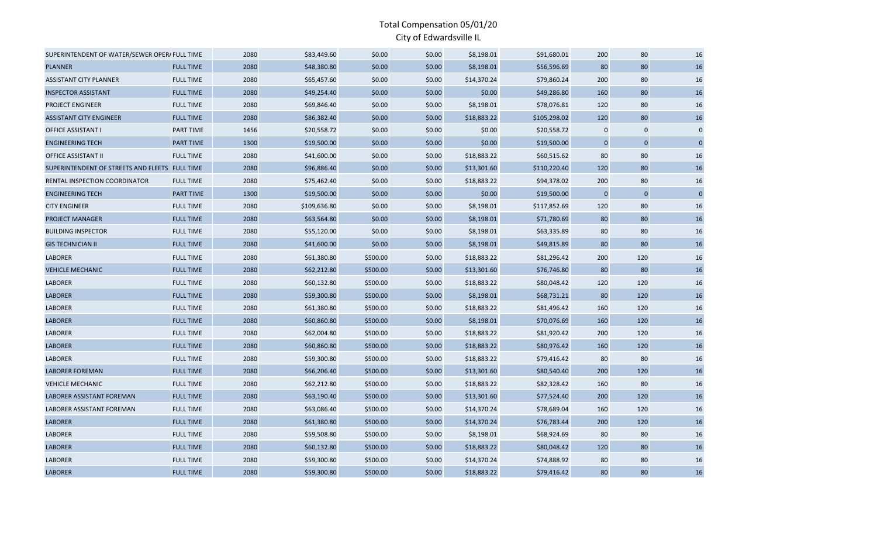# Total Compensation 05/01/20

## City of Edwardsville IL

| | | | | | | | | | | |
|---|---|---|---|---|---|---|---|---|---|---|
| SUPERINTENDENT OF WATER/SEWER OPER/ | FULL TIME | 2080 | $83,449.60 | $0.00 | $0.00 | $8,198.01 | $91,680.01 | 200 | 80 | 16 |
| PLANNER | FULL TIME | 2080 | $48,380.80 | $0.00 | $0.00 | $8,198.01 | $56,596.69 | 80 | 80 | 16 |
| ASSISTANT CITY PLANNER | FULL TIME | 2080 | $65,457.60 | $0.00 | $0.00 | $14,370.24 | $79,860.24 | 200 | 80 | 16 |
| INSPECTOR ASSISTANT | FULL TIME | 2080 | $49,254.40 | $0.00 | $0.00 | $0.00 | $49,286.80 | 160 | 80 | 16 |
| PROJECT ENGINEER | FULL TIME | 2080 | $69,846.40 | $0.00 | $0.00 | $8,198.01 | $78,076.81 | 120 | 80 | 16 |
| ASSISTANT CITY ENGINEER | FULL TIME | 2080 | $86,382.40 | $0.00 | $0.00 | $18,883.22 | $105,298.02 | 120 | 80 | 16 |
| OFFICE ASSISTANT I | PART TIME | 1456 | $20,558.72 | $0.00 | $0.00 | $0.00 | $20,558.72 | 0 | 0 | 0 |
| ENGINEERING TECH | PART TIME | 1300 | $19,500.00 | $0.00 | $0.00 | $0.00 | $19,500.00 | 0 | 0 | 0 |
| OFFICE ASSISTANT II | FULL TIME | 2080 | $41,600.00 | $0.00 | $0.00 | $18,883.22 | $60,515.62 | 80 | 80 | 16 |
| SUPERINTENDENT OF STREETS AND FLEETS | FULL TIME | 2080 | $96,886.40 | $0.00 | $0.00 | $13,301.60 | $110,220.40 | 120 | 80 | 16 |
| RENTAL INSPECTION COORDINATOR | FULL TIME | 2080 | $75,462.40 | $0.00 | $0.00 | $18,883.22 | $94,378.02 | 200 | 80 | 16 |
| ENGINEERING TECH | PART TIME | 1300 | $19,500.00 | $0.00 | $0.00 | $0.00 | $19,500.00 | 0 | 0 | 0 |
| CITY ENGINEER | FULL TIME | 2080 | $109,636.80 | $0.00 | $0.00 | $8,198.01 | $117,852.69 | 120 | 80 | 16 |
| PROJECT MANAGER | FULL TIME | 2080 | $63,564.80 | $0.00 | $0.00 | $8,198.01 | $71,780.69 | 80 | 80 | 16 |
| BUILDING INSPECTOR | FULL TIME | 2080 | $55,120.00 | $0.00 | $0.00 | $8,198.01 | $63,335.89 | 80 | 80 | 16 |
| GIS TECHNICIAN II | FULL TIME | 2080 | $41,600.00 | $0.00 | $0.00 | $8,198.01 | $49,815.89 | 80 | 80 | 16 |
| LABORER | FULL TIME | 2080 | $61,380.80 | $500.00 | $0.00 | $18,883.22 | $81,296.42 | 200 | 120 | 16 |
| VEHICLE MECHANIC | FULL TIME | 2080 | $62,212.80 | $500.00 | $0.00 | $13,301.60 | $76,746.80 | 80 | 80 | 16 |
| LABORER | FULL TIME | 2080 | $60,132.80 | $500.00 | $0.00 | $18,883.22 | $80,048.42 | 120 | 120 | 16 |
| LABORER | FULL TIME | 2080 | $59,300.80 | $500.00 | $0.00 | $8,198.01 | $68,731.21 | 80 | 120 | 16 |
| LABORER | FULL TIME | 2080 | $61,380.80 | $500.00 | $0.00 | $18,883.22 | $81,496.42 | 160 | 120 | 16 |
| LABORER | FULL TIME | 2080 | $60,860.80 | $500.00 | $0.00 | $8,198.01 | $70,076.69 | 160 | 120 | 16 |
| LABORER | FULL TIME | 2080 | $62,004.80 | $500.00 | $0.00 | $18,883.22 | $81,920.42 | 200 | 120 | 16 |
| LABORER | FULL TIME | 2080 | $60,860.80 | $500.00 | $0.00 | $18,883.22 | $80,976.42 | 160 | 120 | 16 |
| LABORER | FULL TIME | 2080 | $59,300.80 | $500.00 | $0.00 | $18,883.22 | $79,416.42 | 80 | 80 | 16 |
| LABORER FOREMAN | FULL TIME | 2080 | $66,206.40 | $500.00 | $0.00 | $13,301.60 | $80,540.40 | 200 | 120 | 16 |
| VEHICLE MECHANIC | FULL TIME | 2080 | $62,212.80 | $500.00 | $0.00 | $18,883.22 | $82,328.42 | 160 | 80 | 16 |
| LABORER ASSISTANT FOREMAN | FULL TIME | 2080 | $63,190.40 | $500.00 | $0.00 | $13,301.60 | $77,524.40 | 200 | 120 | 16 |
| LABORER ASSISTANT FOREMAN | FULL TIME | 2080 | $63,086.40 | $500.00 | $0.00 | $14,370.24 | $78,689.04 | 160 | 120 | 16 |
| LABORER | FULL TIME | 2080 | $61,380.80 | $500.00 | $0.00 | $14,370.24 | $76,783.44 | 200 | 120 | 16 |
| LABORER | FULL TIME | 2080 | $59,508.80 | $500.00 | $0.00 | $8,198.01 | $68,924.69 | 80 | 80 | 16 |
| LABORER | FULL TIME | 2080 | $60,132.80 | $500.00 | $0.00 | $18,883.22 | $80,048.42 | 120 | 80 | 16 |
| LABORER | FULL TIME | 2080 | $59,300.80 | $500.00 | $0.00 | $14,370.24 | $74,888.92 | 80 | 80 | 16 |
| LABORER | FULL TIME | 2080 | $59,300.80 | $500.00 | $0.00 | $18,883.22 | $79,416.42 | 80 | 80 | 16 |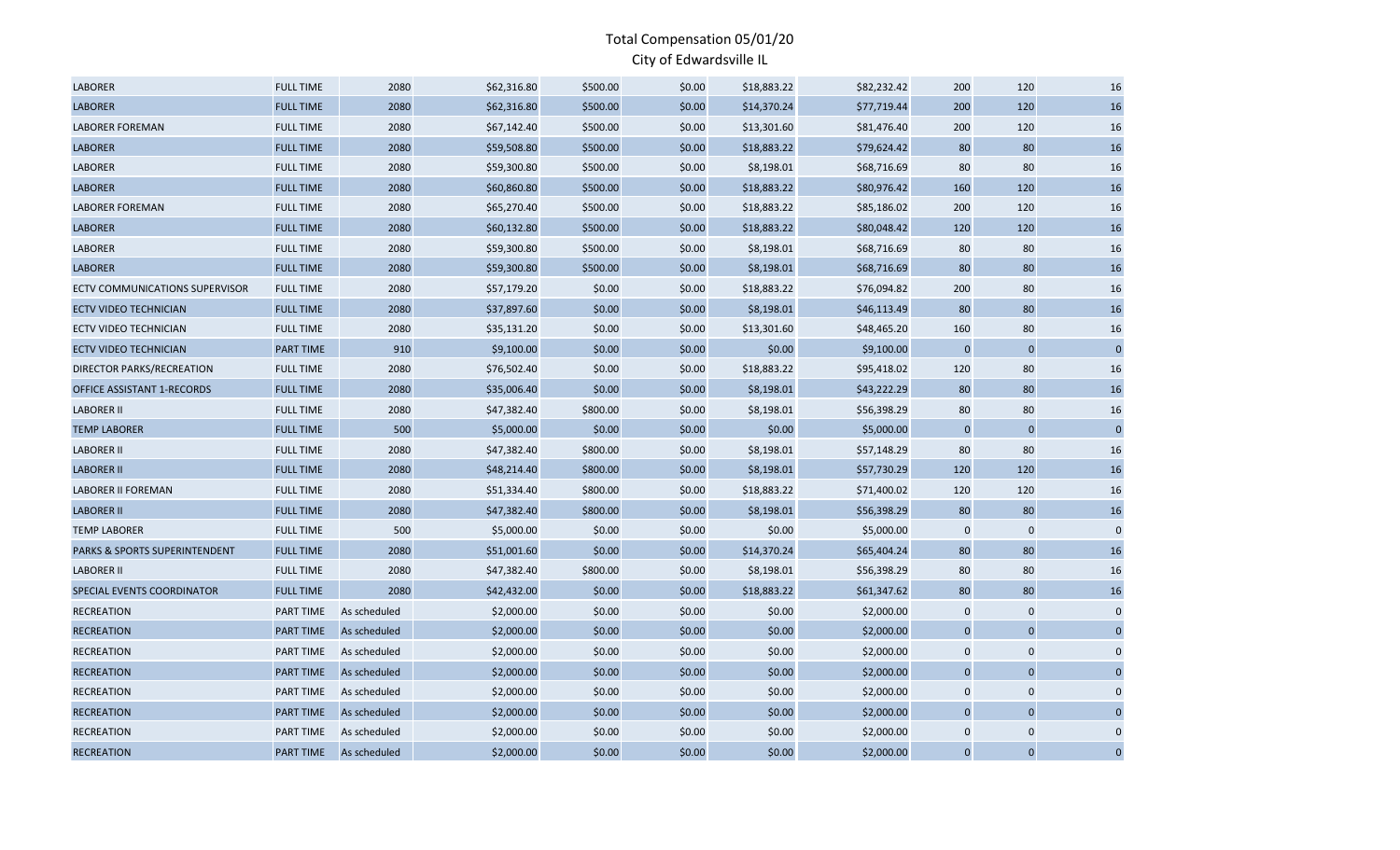# Total Compensation 05/01/20

## City of Edwardsville IL

| | | | | | | | | | | |
|---|---|---|---|---|---|---|---|---|---|---|
| LABORER | FULL TIME | 2080 | $62,316.80 | $500.00 | $0.00 | $18,883.22 | $82,232.42 | 200 | 120 | 16 |
| LABORER | FULL TIME | 2080 | $62,316.80 | $500.00 | $0.00 | $14,370.24 | $77,719.44 | 200 | 120 | 16 |
| LABORER FOREMAN | FULL TIME | 2080 | $67,142.40 | $500.00 | $0.00 | $13,301.60 | $81,476.40 | 200 | 120 | 16 |
| LABORER | FULL TIME | 2080 | $59,508.80 | $500.00 | $0.00 | $18,883.22 | $79,624.42 | 80 | 80 | 16 |
| LABORER | FULL TIME | 2080 | $59,300.80 | $500.00 | $0.00 | $8,198.01 | $68,716.69 | 80 | 80 | 16 |
| LABORER | FULL TIME | 2080 | $60,860.80 | $500.00 | $0.00 | $18,883.22 | $80,976.42 | 160 | 120 | 16 |
| LABORER FOREMAN | FULL TIME | 2080 | $65,270.40 | $500.00 | $0.00 | $18,883.22 | $85,186.02 | 200 | 120 | 16 |
| LABORER | FULL TIME | 2080 | $60,132.80 | $500.00 | $0.00 | $18,883.22 | $80,048.42 | 120 | 120 | 16 |
| LABORER | FULL TIME | 2080 | $59,300.80 | $500.00 | $0.00 | $8,198.01 | $68,716.69 | 80 | 80 | 16 |
| LABORER | FULL TIME | 2080 | $59,300.80 | $500.00 | $0.00 | $8,198.01 | $68,716.69 | 80 | 80 | 16 |
| ECTV COMMUNICATIONS SUPERVISOR | FULL TIME | 2080 | $57,179.20 | $0.00 | $0.00 | $18,883.22 | $76,094.82 | 200 | 80 | 16 |
| ECTV VIDEO TECHNICIAN | FULL TIME | 2080 | $37,897.60 | $0.00 | $0.00 | $8,198.01 | $46,113.49 | 80 | 80 | 16 |
| ECTV VIDEO TECHNICIAN | FULL TIME | 2080 | $35,131.20 | $0.00 | $0.00 | $13,301.60 | $48,465.20 | 160 | 80 | 16 |
| ECTV VIDEO TECHNICIAN | PART TIME | 910 | $9,100.00 | $0.00 | $0.00 | $0.00 | $9,100.00 | 0 | 0 | 0 |
| DIRECTOR PARKS/RECREATION | FULL TIME | 2080 | $76,502.40 | $0.00 | $0.00 | $18,883.22 | $95,418.02 | 120 | 80 | 16 |
| OFFICE ASSISTANT 1-RECORDS | FULL TIME | 2080 | $35,006.40 | $0.00 | $0.00 | $8,198.01 | $43,222.29 | 80 | 80 | 16 |
| LABORER II | FULL TIME | 2080 | $47,382.40 | $800.00 | $0.00 | $8,198.01 | $56,398.29 | 80 | 80 | 16 |
| TEMP LABORER | FULL TIME | 500 | $5,000.00 | $0.00 | $0.00 | $0.00 | $5,000.00 | 0 | 0 | 0 |
| LABORER II | FULL TIME | 2080 | $47,382.40 | $800.00 | $0.00 | $8,198.01 | $57,148.29 | 80 | 80 | 16 |
| LABORER II | FULL TIME | 2080 | $48,214.40 | $800.00 | $0.00 | $8,198.01 | $57,730.29 | 120 | 120 | 16 |
| LABORER II FOREMAN | FULL TIME | 2080 | $51,334.40 | $800.00 | $0.00 | $18,883.22 | $71,400.02 | 120 | 120 | 16 |
| LABORER II | FULL TIME | 2080 | $47,382.40 | $800.00 | $0.00 | $8,198.01 | $56,398.29 | 80 | 80 | 16 |
| TEMP LABORER | FULL TIME | 500 | $5,000.00 | $0.00 | $0.00 | $0.00 | $5,000.00 | 0 | 0 | 0 |
| PARKS & SPORTS SUPERINTENDENT | FULL TIME | 2080 | $51,001.60 | $0.00 | $0.00 | $14,370.24 | $65,404.24 | 80 | 80 | 16 |
| LABORER II | FULL TIME | 2080 | $47,382.40 | $800.00 | $0.00 | $8,198.01 | $56,398.29 | 80 | 80 | 16 |
| SPECIAL EVENTS COORDINATOR | FULL TIME | 2080 | $42,432.00 | $0.00 | $0.00 | $18,883.22 | $61,347.62 | 80 | 80 | 16 |
| RECREATION | PART TIME | As scheduled | $2,000.00 | $0.00 | $0.00 | $0.00 | $2,000.00 | 0 | 0 | 0 |
| RECREATION | PART TIME | As scheduled | $2,000.00 | $0.00 | $0.00 | $0.00 | $2,000.00 | 0 | 0 | 0 |
| RECREATION | PART TIME | As scheduled | $2,000.00 | $0.00 | $0.00 | $0.00 | $2,000.00 | 0 | 0 | 0 |
| RECREATION | PART TIME | As scheduled | $2,000.00 | $0.00 | $0.00 | $0.00 | $2,000.00 | 0 | 0 | 0 |
| RECREATION | PART TIME | As scheduled | $2,000.00 | $0.00 | $0.00 | $0.00 | $2,000.00 | 0 | 0 | 0 |
| RECREATION | PART TIME | As scheduled | $2,000.00 | $0.00 | $0.00 | $0.00 | $2,000.00 | 0 | 0 | 0 |
| RECREATION | PART TIME | As scheduled | $2,000.00 | $0.00 | $0.00 | $0.00 | $2,000.00 | 0 | 0 | 0 |
| RECREATION | PART TIME | As scheduled | $2,000.00 | $0.00 | $0.00 | $0.00 | $2,000.00 | 0 | 0 | 0 |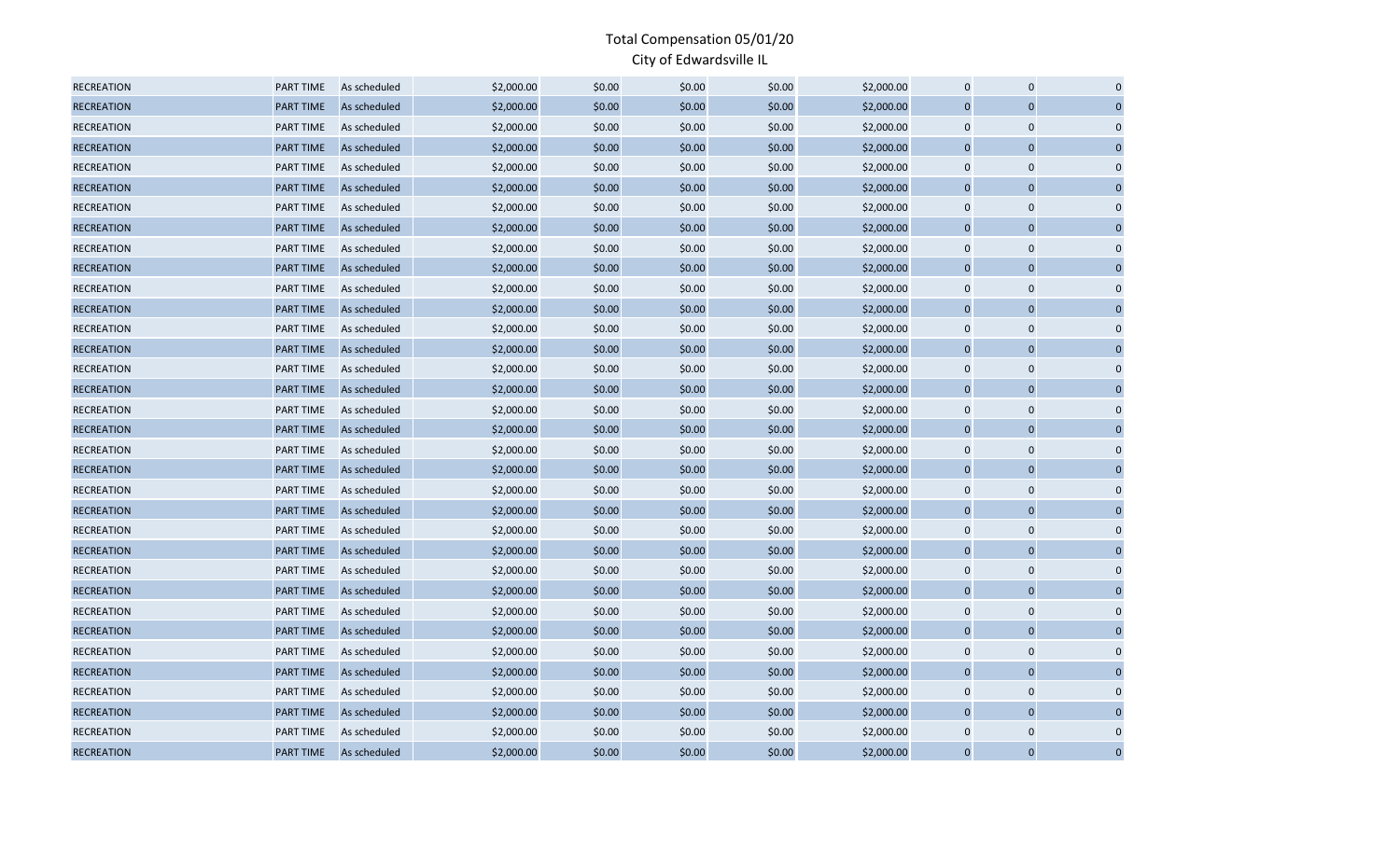| | | | | | | | | | |
|---|---|---|---|---|---|---|---|---|---|
| RECREATION | PART TIME | As scheduled | $2,000.00 | $0.00 | $0.00 | $0.00 | $2,000.00 | 0 | 0 | 0 |
| RECREATION | PART TIME | As scheduled | $2,000.00 | $0.00 | $0.00 | $0.00 | $2,000.00 | 0 | 0 | 0 |
| RECREATION | PART TIME | As scheduled | $2,000.00 | $0.00 | $0.00 | $0.00 | $2,000.00 | 0 | 0 | 0 |
| RECREATION | PART TIME | As scheduled | $2,000.00 | $0.00 | $0.00 | $0.00 | $2,000.00 | 0 | 0 | 0 |
| RECREATION | PART TIME | As scheduled | $2,000.00 | $0.00 | $0.00 | $0.00 | $2,000.00 | 0 | 0 | 0 |
| RECREATION | PART TIME | As scheduled | $2,000.00 | $0.00 | $0.00 | $0.00 | $2,000.00 | 0 | 0 | 0 |
| RECREATION | PART TIME | As scheduled | $2,000.00 | $0.00 | $0.00 | $0.00 | $2,000.00 | 0 | 0 | 0 |
| RECREATION | PART TIME | As scheduled | $2,000.00 | $0.00 | $0.00 | $0.00 | $2,000.00 | 0 | 0 | 0 |
| RECREATION | PART TIME | As scheduled | $2,000.00 | $0.00 | $0.00 | $0.00 | $2,000.00 | 0 | 0 | 0 |
| RECREATION | PART TIME | As scheduled | $2,000.00 | $0.00 | $0.00 | $0.00 | $2,000.00 | 0 | 0 | 0 |
| RECREATION | PART TIME | As scheduled | $2,000.00 | $0.00 | $0.00 | $0.00 | $2,000.00 | 0 | 0 | 0 |
| RECREATION | PART TIME | As scheduled | $2,000.00 | $0.00 | $0.00 | $0.00 | $2,000.00 | 0 | 0 | 0 |
| RECREATION | PART TIME | As scheduled | $2,000.00 | $0.00 | $0.00 | $0.00 | $2,000.00 | 0 | 0 | 0 |
| RECREATION | PART TIME | As scheduled | $2,000.00 | $0.00 | $0.00 | $0.00 | $2,000.00 | 0 | 0 | 0 |
| RECREATION | PART TIME | As scheduled | $2,000.00 | $0.00 | $0.00 | $0.00 | $2,000.00 | 0 | 0 | 0 |
| RECREATION | PART TIME | As scheduled | $2,000.00 | $0.00 | $0.00 | $0.00 | $2,000.00 | 0 | 0 | 0 |
| RECREATION | PART TIME | As scheduled | $2,000.00 | $0.00 | $0.00 | $0.00 | $2,000.00 | 0 | 0 | 0 |
| RECREATION | PART TIME | As scheduled | $2,000.00 | $0.00 | $0.00 | $0.00 | $2,000.00 | 0 | 0 | 0 |
| RECREATION | PART TIME | As scheduled | $2,000.00 | $0.00 | $0.00 | $0.00 | $2,000.00 | 0 | 0 | 0 |
| RECREATION | PART TIME | As scheduled | $2,000.00 | $0.00 | $0.00 | $0.00 | $2,000.00 | 0 | 0 | 0 |
| RECREATION | PART TIME | As scheduled | $2,000.00 | $0.00 | $0.00 | $0.00 | $2,000.00 | 0 | 0 | 0 |
| RECREATION | PART TIME | As scheduled | $2,000.00 | $0.00 | $0.00 | $0.00 | $2,000.00 | 0 | 0 | 0 |
| RECREATION | PART TIME | As scheduled | $2,000.00 | $0.00 | $0.00 | $0.00 | $2,000.00 | 0 | 0 | 0 |
| RECREATION | PART TIME | As scheduled | $2,000.00 | $0.00 | $0.00 | $0.00 | $2,000.00 | 0 | 0 | 0 |
| RECREATION | PART TIME | As scheduled | $2,000.00 | $0.00 | $0.00 | $0.00 | $2,000.00 | 0 | 0 | 0 |
| RECREATION | PART TIME | As scheduled | $2,000.00 | $0.00 | $0.00 | $0.00 | $2,000.00 | 0 | 0 | 0 |
| RECREATION | PART TIME | As scheduled | $2,000.00 | $0.00 | $0.00 | $0.00 | $2,000.00 | 0 | 0 | 0 |
| RECREATION | PART TIME | As scheduled | $2,000.00 | $0.00 | $0.00 | $0.00 | $2,000.00 | 0 | 0 | 0 |
| RECREATION | PART TIME | As scheduled | $2,000.00 | $0.00 | $0.00 | $0.00 | $2,000.00 | 0 | 0 | 0 |
| RECREATION | PART TIME | As scheduled | $2,000.00 | $0.00 | $0.00 | $0.00 | $2,000.00 | 0 | 0 | 0 |
| RECREATION | PART TIME | As scheduled | $2,000.00 | $0.00 | $0.00 | $0.00 | $2,000.00 | 0 | 0 | 0 |
| RECREATION | PART TIME | As scheduled | $2,000.00 | $0.00 | $0.00 | $0.00 | $2,000.00 | 0 | 0 | 0 |
| RECREATION | PART TIME | As scheduled | $2,000.00 | $0.00 | $0.00 | $0.00 | $2,000.00 | 0 | 0 | 0 |
| RECREATION | PART TIME | As scheduled | $2,000.00 | $0.00 | $0.00 | $0.00 | $2,000.00 | 0 | 0 | 0 |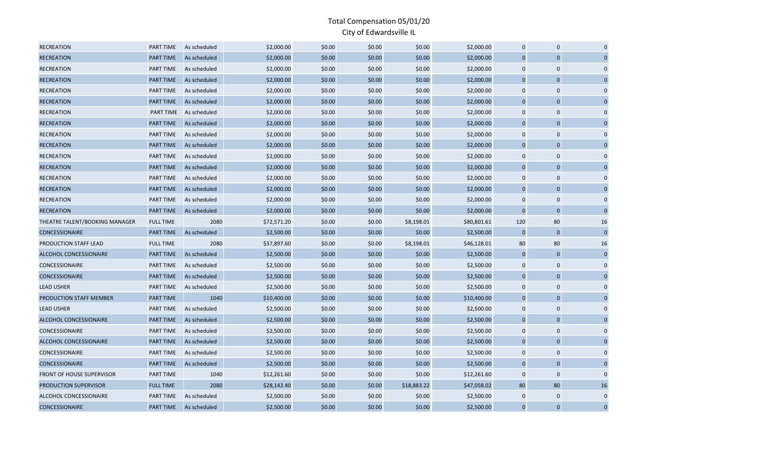# Total Compensation 05/01/20

## City of Edwardsville IL

| | | | | | | | | | | |
|---|---|---|---|---|---|---|---|---|---|---|
| RECREATION | PART TIME | As scheduled | $2,000.00 | $0.00 | $0.00 | $0.00 | $2,000.00 | 0 | 0 | 0 |
| RECREATION | PART TIME | As scheduled | $2,000.00 | $0.00 | $0.00 | $0.00 | $2,000.00 | 0 | 0 | 0 |
| RECREATION | PART TIME | As scheduled | $2,000.00 | $0.00 | $0.00 | $0.00 | $2,000.00 | 0 | 0 | 0 |
| RECREATION | PART TIME | As scheduled | $2,000.00 | $0.00 | $0.00 | $0.00 | $2,000.00 | 0 | 0 | 0 |
| RECREATION | PART TIME | As scheduled | $2,000.00 | $0.00 | $0.00 | $0.00 | $2,000.00 | 0 | 0 | 0 |
| RECREATION | PART TIME | As scheduled | $2,000.00 | $0.00 | $0.00 | $0.00 | $2,000.00 | 0 | 0 | 0 |
| RECREATION | PART TIME | As scheduled | $2,000.00 | $0.00 | $0.00 | $0.00 | $2,000.00 | 0 | 0 | 0 |
| RECREATION | PART TIME | As scheduled | $2,000.00 | $0.00 | $0.00 | $0.00 | $2,000.00 | 0 | 0 | 0 |
| RECREATION | PART TIME | As scheduled | $2,000.00 | $0.00 | $0.00 | $0.00 | $2,000.00 | 0 | 0 | 0 |
| RECREATION | PART TIME | As scheduled | $2,000.00 | $0.00 | $0.00 | $0.00 | $2,000.00 | 0 | 0 | 0 |
| RECREATION | PART TIME | As scheduled | $2,000.00 | $0.00 | $0.00 | $0.00 | $2,000.00 | 0 | 0 | 0 |
| RECREATION | PART TIME | As scheduled | $2,000.00 | $0.00 | $0.00 | $0.00 | $2,000.00 | 0 | 0 | 0 |
| RECREATION | PART TIME | As scheduled | $2,000.00 | $0.00 | $0.00 | $0.00 | $2,000.00 | 0 | 0 | 0 |
| RECREATION | PART TIME | As scheduled | $2,000.00 | $0.00 | $0.00 | $0.00 | $2,000.00 | 0 | 0 | 0 |
| RECREATION | PART TIME | As scheduled | $2,000.00 | $0.00 | $0.00 | $0.00 | $2,000.00 | 0 | 0 | 0 |
| RECREATION | PART TIME | As scheduled | $2,000.00 | $0.00 | $0.00 | $0.00 | $2,000.00 | 0 | 0 | 0 |
| THEATRE TALENT/BOOKING MANAGER | FULL TIME | 2080 | $72,571.20 | $0.00 | $0.00 | $8,198.01 | $80,801.61 | 120 | 80 | 16 |
| CONCESSIONAIRE | PART TIME | As scheduled | $2,500.00 | $0.00 | $0.00 | $0.00 | $2,500.00 | 0 | 0 | 0 |
| PRODUCTION STAFF LEAD | FULL TIME | 2080 | $37,897.60 | $0.00 | $0.00 | $8,198.01 | $46,128.01 | 80 | 80 | 16 |
| ALCOHOL CONCESSIONAIRE | PART TIME | As scheduled | $2,500.00 | $0.00 | $0.00 | $0.00 | $2,500.00 | 0 | 0 | 0 |
| CONCESSIONAIRE | PART TIME | As scheduled | $2,500.00 | $0.00 | $0.00 | $0.00 | $2,500.00 | 0 | 0 | 0 |
| CONCESSIONAIRE | PART TIME | As scheduled | $2,500.00 | $0.00 | $0.00 | $0.00 | $2,500.00 | 0 | 0 | 0 |
| LEAD USHER | PART TIME | As scheduled | $2,500.00 | $0.00 | $0.00 | $0.00 | $2,500.00 | 0 | 0 | 0 |
| PRODUCTION STAFF MEMBER | PART TIME | 1040 | $10,400.00 | $0.00 | $0.00 | $0.00 | $10,400.00 | 0 | 0 | 0 |
| LEAD USHER | PART TIME | As scheduled | $2,500.00 | $0.00 | $0.00 | $0.00 | $2,500.00 | 0 | 0 | 0 |
| ALCOHOL CONCESSIONAIRE | PART TIME | As scheduled | $2,500.00 | $0.00 | $0.00 | $0.00 | $2,500.00 | 0 | 0 | 0 |
| CONCESSIONAIRE | PART TIME | As scheduled | $2,500.00 | $0.00 | $0.00 | $0.00 | $2,500.00 | 0 | 0 | 0 |
| ALCOHOL CONCESSIONAIRE | PART TIME | As scheduled | $2,500.00 | $0.00 | $0.00 | $0.00 | $2,500.00 | 0 | 0 | 0 |
| CONCESSIONAIRE | PART TIME | As scheduled | $2,500.00 | $0.00 | $0.00 | $0.00 | $2,500.00 | 0 | 0 | 0 |
| CONCESSIONAIRE | PART TIME | As scheduled | $2,500.00 | $0.00 | $0.00 | $0.00 | $2,500.00 | 0 | 0 | 0 |
| FRONT OF HOUSE SUPERVISOR | PART TIME | 1040 | $12,261.60 | $0.00 | $0.00 | $0.00 | $12,261.60 | 0 | 0 | 0 |
| PRODUCTION SUPERVISOR | FULL TIME | 2080 | $28,142.40 | $0.00 | $0.00 | $18,883.22 | $47,058.02 | 80 | 80 | 16 |
| ALCOHOL CONCESSIONAIRE | PART TIME | As scheduled | $2,500.00 | $0.00 | $0.00 | $0.00 | $2,500.00 | 0 | 0 | 0 |
| CONCESSIONAIRE | PART TIME | As scheduled | $2,500.00 | $0.00 | $0.00 | $0.00 | $2,500.00 | 0 | 0 | 0 |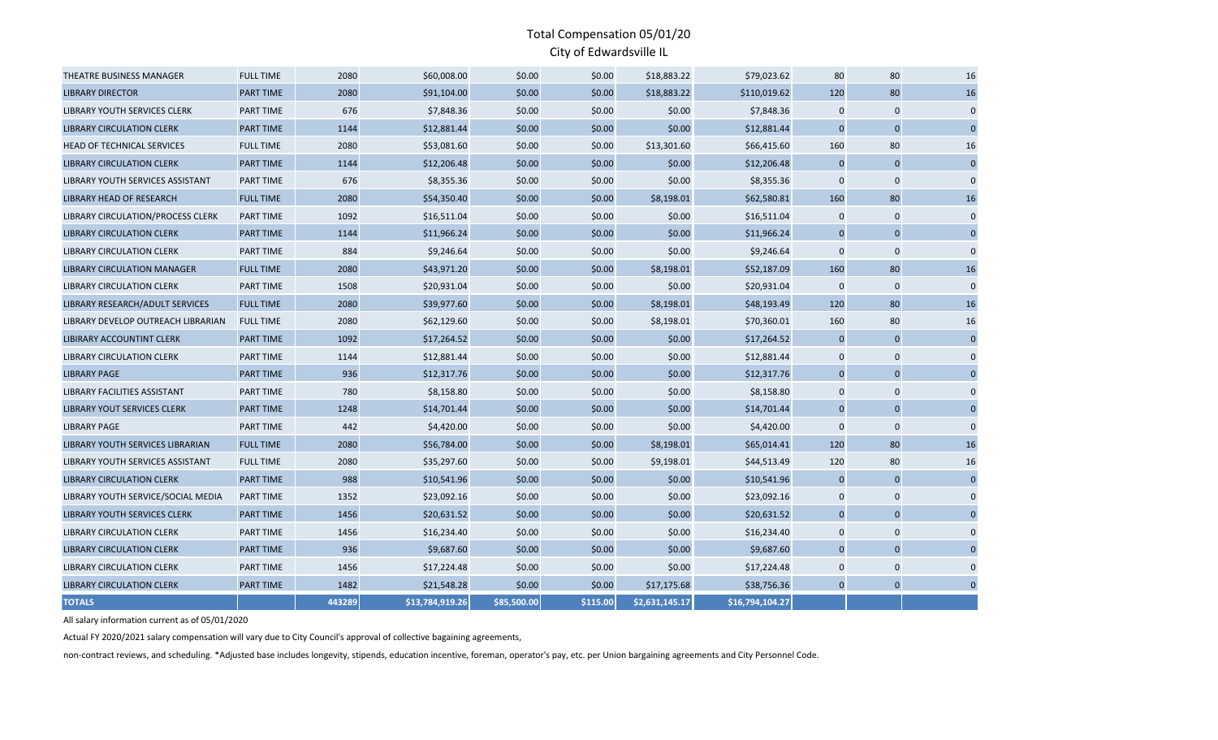## Total Compensation 05/01/20

## City of Edwardsville IL

| | | | | | | | | | | |
|---|---|---|---|---|---|---|---|---|---|---|
| THEATRE BUSINESS MANAGER | FULL TIME | 2080 | $60,008.00 | $0.00 | $0.00 | $18,883.22 | $79,023.62 | 80 | 80 | 16 |
| LIBRARY DIRECTOR | PART TIME | 2080 | $91,104.00 | $0.00 | $0.00 | $18,883.22 | $110,019.62 | 120 | 80 | 16 |
| LIBRARY YOUTH SERVICES CLERK | PART TIME | 676 | $7,848.36 | $0.00 | $0.00 | $0.00 | $7,848.36 | 0 | 0 | 0 |
| LIBRARY CIRCULATION CLERK | PART TIME | 1144 | $12,881.44 | $0.00 | $0.00 | $0.00 | $12,881.44 | 0 | 0 | 0 |
| HEAD OF TECHNICAL SERVICES | FULL TIME | 2080 | $53,081.60 | $0.00 | $0.00 | $13,301.60 | $66,415.60 | 160 | 80 | 16 |
| LIBRARY CIRCULATION CLERK | PART TIME | 1144 | $12,206.48 | $0.00 | $0.00 | $0.00 | $12,206.48 | 0 | 0 | 0 |
| LIBRARY YOUTH SERVICES ASSISTANT | PART TIME | 676 | $8,355.36 | $0.00 | $0.00 | $0.00 | $8,355.36 | 0 | 0 | 0 |
| LIBRARY HEAD OF RESEARCH | FULL TIME | 2080 | $54,350.40 | $0.00 | $0.00 | $8,198.01 | $62,580.81 | 160 | 80 | 16 |
| LIBRARY CIRCULATION/PROCESS CLERK | PART TIME | 1092 | $16,511.04 | $0.00 | $0.00 | $0.00 | $16,511.04 | 0 | 0 | 0 |
| LIBRARY CIRCULATION CLERK | PART TIME | 1144 | $11,966.24 | $0.00 | $0.00 | $0.00 | $11,966.24 | 0 | 0 | 0 |
| LIBRARY CIRCULATION CLERK | PART TIME | 884 | $9,246.64 | $0.00 | $0.00 | $0.00 | $9,246.64 | 0 | 0 | 0 |
| LIBRARY CIRCULATION MANAGER | FULL TIME | 2080 | $43,971.20 | $0.00 | $0.00 | $8,198.01 | $52,187.09 | 160 | 80 | 16 |
| LIBRARY CIRCULATION CLERK | PART TIME | 1508 | $20,931.04 | $0.00 | $0.00 | $0.00 | $20,931.04 | 0 | 0 | 0 |
| LIBRARY RESEARCH/ADULT SERVICES | FULL TIME | 2080 | $39,977.60 | $0.00 | $0.00 | $8,198.01 | $48,193.49 | 120 | 80 | 16 |
| LIBRARY DEVELOP OUTREACH LIBRARIAN | FULL TIME | 2080 | $62,129.60 | $0.00 | $0.00 | $8,198.01 | $70,360.01 | 160 | 80 | 16 |
| LIBIRARY ACCOUNTINT CLERK | PART TIME | 1092 | $17,264.52 | $0.00 | $0.00 | $0.00 | $17,264.52 | 0 | 0 | 0 |
| LIBRARY CIRCULATION CLERK | PART TIME | 1144 | $12,881.44 | $0.00 | $0.00 | $0.00 | $12,881.44 | 0 | 0 | 0 |
| LIBRARY PAGE | PART TIME | 936 | $12,317.76 | $0.00 | $0.00 | $0.00 | $12,317.76 | 0 | 0 | 0 |
| LIBRARY FACILITIES ASSISTANT | PART TIME | 780 | $8,158.80 | $0.00 | $0.00 | $0.00 | $8,158.80 | 0 | 0 | 0 |
| LIBRARY YOUT SERVICES CLERK | PART TIME | 1248 | $14,701.44 | $0.00 | $0.00 | $0.00 | $14,701.44 | 0 | 0 | 0 |
| LIBRARY PAGE | PART TIME | 442 | $4,420.00 | $0.00 | $0.00 | $0.00 | $4,420.00 | 0 | 0 | 0 |
| LIBRARY YOUTH SERVICES LIBRARIAN | FULL TIME | 2080 | $56,784.00 | $0.00 | $0.00 | $8,198.01 | $65,014.41 | 120 | 80 | 16 |
| LIBRARY YOUTH SERVICES ASSISTANT | FULL TIME | 2080 | $35,297.60 | $0.00 | $0.00 | $9,198.01 | $44,513.49 | 120 | 80 | 16 |
| LIBRARY CIRCULATION CLERK | PART TIME | 988 | $10,541.96 | $0.00 | $0.00 | $0.00 | $10,541.96 | 0 | 0 | 0 |
| LIBRARY YOUTH SERVICE/SOCIAL MEDIA | PART TIME | 1352 | $23,092.16 | $0.00 | $0.00 | $0.00 | $23,092.16 | 0 | 0 | 0 |
| LIBRARY YOUTH SERVICES CLERK | PART TIME | 1456 | $20,631.52 | $0.00 | $0.00 | $0.00 | $20,631.52 | 0 | 0 | 0 |
| LIBRARY CIRCULATION CLERK | PART TIME | 1456 | $16,234.40 | $0.00 | $0.00 | $0.00 | $16,234.40 | 0 | 0 | 0 |
| LIBRARY CIRCULATION CLERK | PART TIME | 936 | $9,687.60 | $0.00 | $0.00 | $0.00 | $9,687.60 | 0 | 0 | 0 |
| LIBRARY CIRCULATION CLERK | PART TIME | 1456 | $17,224.48 | $0.00 | $0.00 | $0.00 | $17,224.48 | 0 | 0 | 0 |
| LIBRARY CIRCULATION CLERK | PART TIME | 1482 | $21,548.28 | $0.00 | $0.00 | $17,175.68 | $38,756.36 | 0 | 0 | 0 |
| **TOTALS** | | **443289** | **$13,784,919.26** | **$85,500.00** | **$115.00** | **$2,631,145.17** | **$16,794,104.27** | | | |

All salary information current as of 05/01/2020

Actual FY 2020/2021 salary compensation will vary due to City Council's approval of collective bagaining agreements,

non-contract reviews, and scheduling. *Adjusted base includes longevity, stipends, education incentive, foreman, operator's pay, etc. per Union bargaining agreements and City Personnel Code.